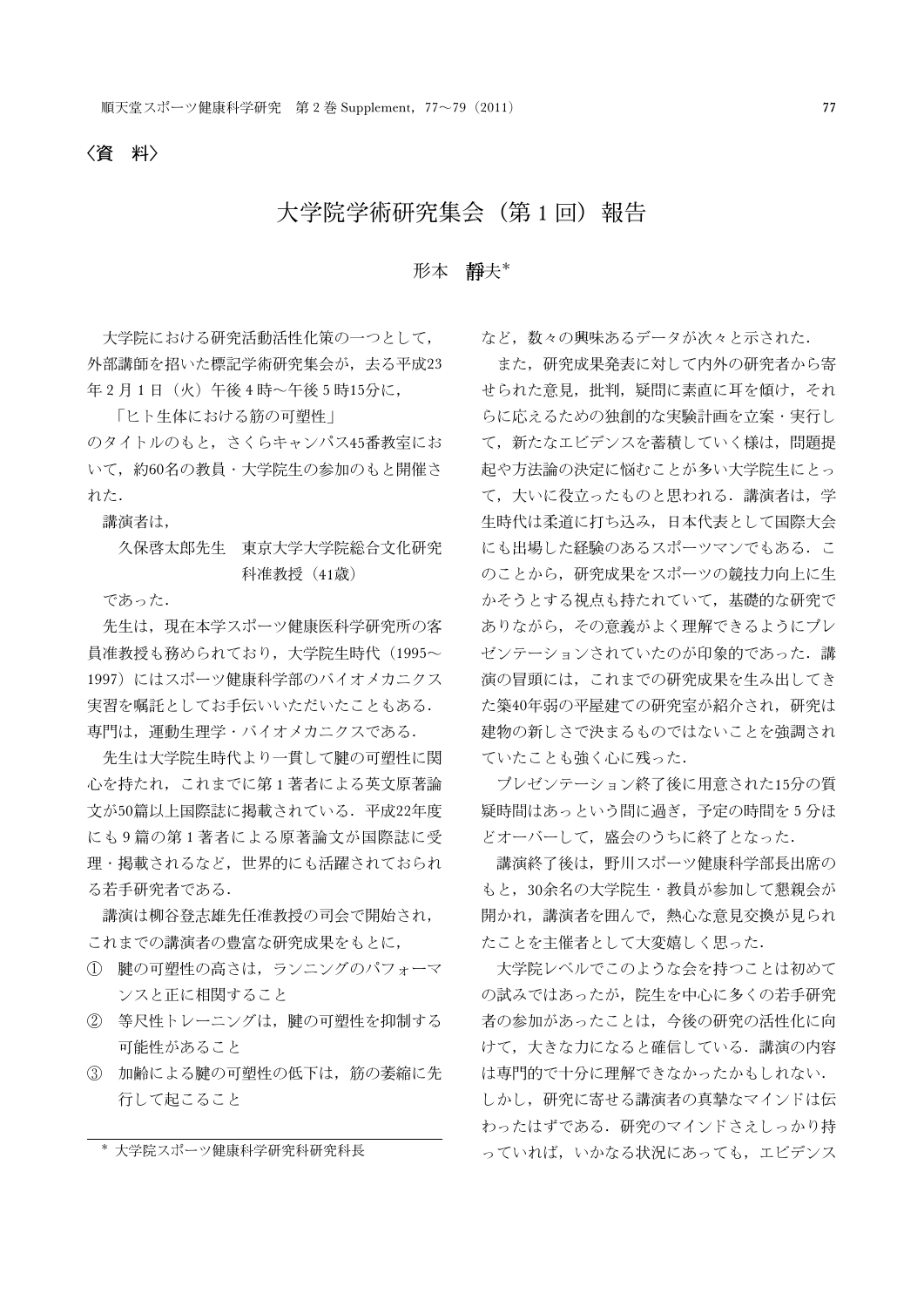〈資　料〉

# 大学院学術研究集会（第1回）報告

形本　静夫*

大学院における研究活動活性化策の一つとして，外部講師を招いた標記学術研究集会が，去る平成23年2月1日（火）午後4時～午後5時15分に，

「ヒト生体における筋の可塑性」

のタイトルのもと，さくらキャンパス45番教室において，約60名の教員・大学院生の参加のもと開催された．

講演者は，

久保啓太郎先生　東京大学大学院総合文化研究科准教授（41歳）

であった．

先生は，現在本学スポーツ健康医科学研究所の客員准教授も務められており，大学院生時代（1995～1997）にはスポーツ健康科学部のバイオメカニクス実習を嘱託としてお手伝いいただいたこともある．専門は，運動生理学・バイオメカニクスである．

先生は大学院生時代より一貫して腱の可塑性に関心を持たれ，これまでに第1著者による英文原著論文が50篇以上国際誌に掲載されている．平成22年度にも9篇の第1著者による原著論文が国際誌に受理・掲載されるなど，世界的にも活躍されておられる若手研究者である．

講演は柳谷登志雄先任准教授の司会で開始され，これまでの講演者の豊富な研究成果をもとに，

① 腱の可塑性の高さは，ランニングのパフォーマンスと正に相関すること
② 等尺性トレーニングは，腱の可塑性を抑制する可能性があること
③ 加齢による腱の可塑性の低下は，筋の萎縮に先行して起こること

など，数々の興味あるデータが次々と示された．

また，研究成果発表に対して内外の研究者から寄せられた意見，批判，疑問に素直に耳を傾け，それらに応えるための独創的な実験計画を立案・実行して，新たなエビデンスを蓄積していく様は，問題提起や方法論の決定に悩むことが多い大学院生にとって，大いに役立ったものと思われる．講演者は，学生時代は柔道に打ち込み，日本代表として国際大会にも出場した経験のあるスポーツマンでもある．このことから，研究成果をスポーツの競技力向上に生かそうとする視点も持たれていて，基礎的な研究でありながら，その意義がよく理解できるようにプレゼンテーションされていたのが印象的であった．講演の冒頭には，これまでの研究成果を生み出してきた築40年弱の平屋建ての研究室が紹介され，研究は建物の新しさで決まるものではないことを強調されていたことも強く心に残った．

プレゼンテーション終了後に用意された15分の質疑時間はあっという間に過ぎ，予定の時間を5分ほどオーバーして，盛会のうちに終了となった．

講演終了後は，野川スポーツ健康科学部長出席のもと，30余名の大学院生・教員が参加して懇親会が開かれ，講演者を囲んで，熱心な意見交換が見られたことを主催者として大変嬉しく思った．

大学院レベルでこのような会を持つことは初めての試みではあったが，院生を中心に多くの若手研究者の参加があったことは，今後の研究の活性化に向けて，大きな力になると確信している．講演の内容は専門的で十分に理解できなかったかもしれない．しかし，研究に寄せる講演者の真摯なマインドは伝わったはずである．研究のマインドさえしっかり持っていれば，いかなる状況にあっても，エビデンス

---

* 大学院スポーツ健康科学研究科研究科長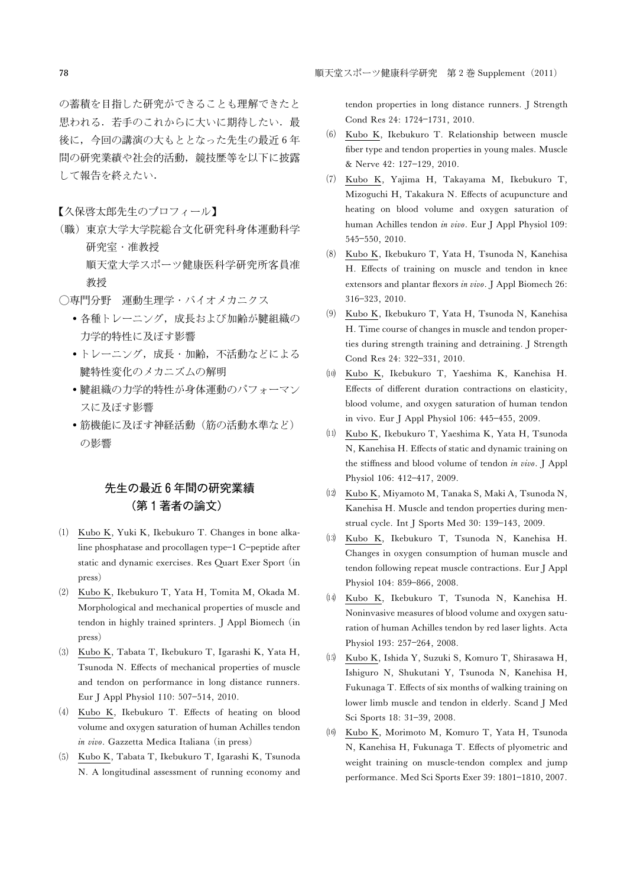の蓄積を目指した研究ができることも理解できたと思われる．若手のこれからに大いに期待したい．最後に，今回の講演の大もととなった先生の最近6年間の研究業績や社会的活動，競技歴等を以下に披露して報告を終えたい．

【久保啓太郎先生のプロフィール】

（職）東京大学大学院総合文化研究科身体運動科学研究室・准教授

順天堂大学スポーツ健康医科学研究所客員准教授

○専門分野　運動生理学・バイオメカニクス

- 各種トレーニング，成長および加齢が腱組織の力学的特性に及ぼす影響
- トレーニング，成長・加齢，不活動などによる腱特性変化のメカニズムの解明
- 腱組織の力学的特性が身体運動のパフォーマンスに及ぼす影響
- 筋機能に及ぼす神経活動（筋の活動水準など）の影響

## 先生の最近6年間の研究業績（第1著者の論文）

(1) Kubo K, Yuki K, Ikebukuro T. Changes in bone alkaline phosphatase and procollagen type-1 C-peptide after static and dynamic exercises. Res Quart Exer Sport (in press)

(2) Kubo K, Ikebukuro T, Yata H, Tomita M, Okada M. Morphological and mechanical properties of muscle and tendon in highly trained sprinters. J Appl Biomech (in press)

(3) Kubo K, Tabata T, Ikebukuro T, Igarashi K, Yata H, Tsunoda N. Effects of mechanical properties of muscle and tendon on performance in long distance runners. Eur J Appl Physiol 110: 507-514, 2010.

(4) Kubo K, Ikebukuro T. Effects of heating on blood volume and oxygen saturation of human Achilles tendon *in vivo*. Gazzetta Medica Italiana (in press)

(5) Kubo K, Tabata T, Ikebukuro T, Igarashi K, Tsunoda N. A longitudinal assessment of running economy and tendon properties in long distance runners. J Strength Cond Res 24: 1724-1731, 2010.

(6) Kubo K, Ikebukuro T. Relationship between muscle fiber type and tendon properties in young males. Muscle & Nerve 42: 127-129, 2010.

(7) Kubo K, Yajima H, Takayama M, Ikebukuro T, Mizoguchi H, Takakura N. Effects of acupuncture and heating on blood volume and oxygen saturation of human Achilles tendon *in vivo*. Eur J Appl Physiol 109: 545-550, 2010.

(8) Kubo K, Ikebukuro T, Yata H, Tsunoda N, Kanehisa H. Effects of training on muscle and tendon in knee extensors and plantar flexors *in vivo*. J Appl Biomech 26: 316-323, 2010.

(9) Kubo K, Ikebukuro T, Yata H, Tsunoda N, Kanehisa H. Time course of changes in muscle and tendon properties during strength training and detraining. J Strength Cond Res 24: 322-331, 2010.

(10) Kubo K, Ikebukuro T, Yaeshima K, Kanehisa H. Effects of different duration contractions on elasticity, blood volume, and oxygen saturation of human tendon in vivo. Eur J Appl Physiol 106: 445-455, 2009.

(11) Kubo K, Ikebukuro T, Yaeshima K, Yata H, Tsunoda N, Kanehisa H. Effects of static and dynamic training on the stiffness and blood volume of tendon *in vivo*. J Appl Physiol 106: 412-417, 2009.

(12) Kubo K, Miyamoto M, Tanaka S, Maki A, Tsunoda N, Kanehisa H. Muscle and tendon properties during menstrual cycle. Int J Sports Med 30: 139-143, 2009.

(13) Kubo K, Ikebukuro T, Tsunoda N, Kanehisa H. Changes in oxygen consumption of human muscle and tendon following repeat muscle contractions. Eur J Appl Physiol 104: 859-866, 2008.

(14) Kubo K, Ikebukuro T, Tsunoda N, Kanehisa H. Noninvasive measures of blood volume and oxygen saturation of human Achilles tendon by red laser lights. Acta Physiol 193: 257-264, 2008.

(15) Kubo K, Ishida Y, Suzuki S, Komuro T, Shirasawa H, Ishiguro N, Shukutani Y, Tsunoda N, Kanehisa H, Fukunaga T. Effects of six months of walking training on lower limb muscle and tendon in elderly. Scand J Med Sci Sports 18: 31-39, 2008.

(16) Kubo K, Morimoto M, Komuro T, Yata H, Tsunoda N, Kanehisa H, Fukunaga T. Effects of plyometric and weight training on muscle-tendon complex and jump performance. Med Sci Sports Exer 39: 1801-1810, 2007.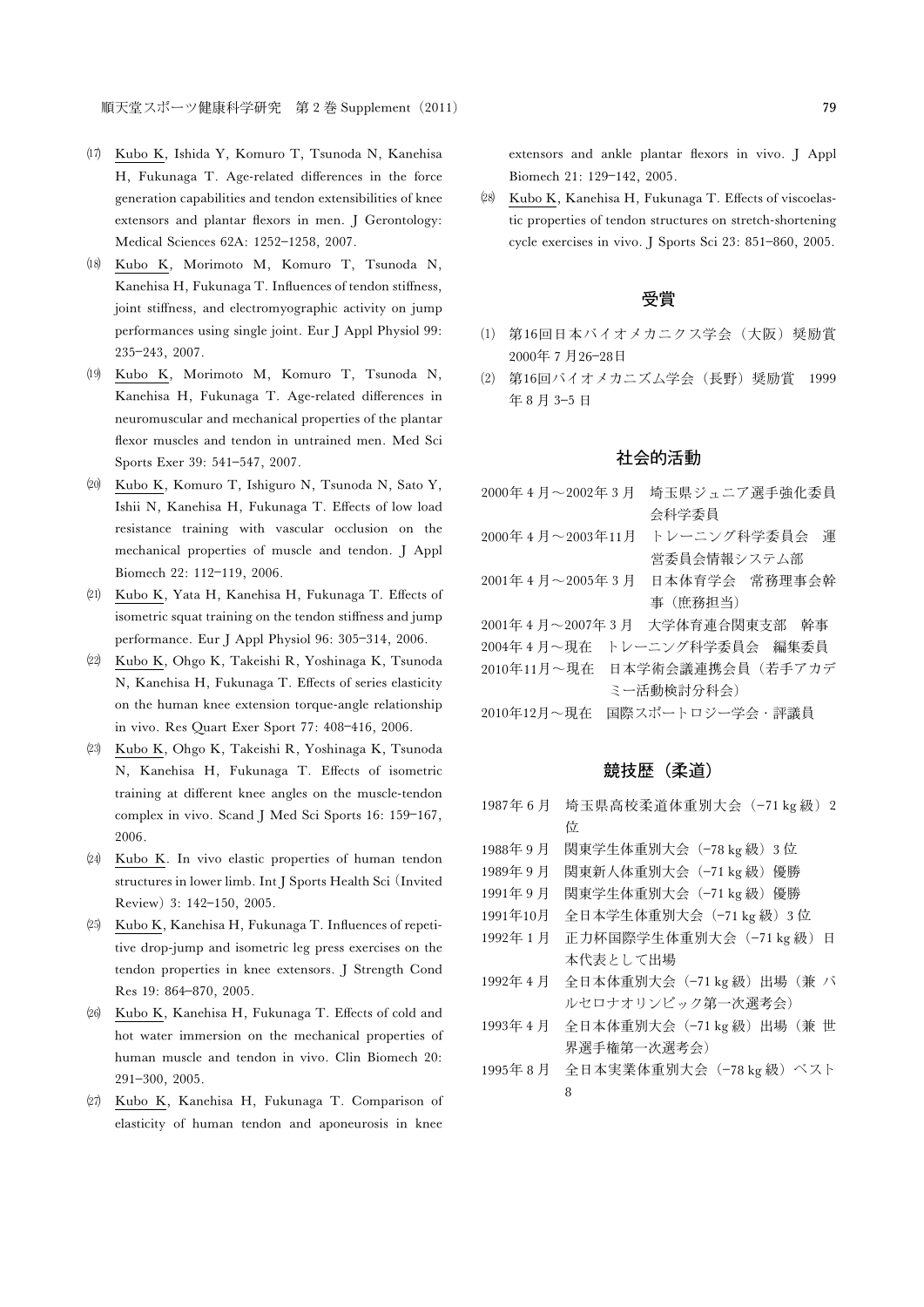(17) Kubo K, Ishida Y, Komuro T, Tsunoda N, Kanehisa H, Fukunaga T. Age-related differences in the force generation capabilities and tendon extensibilities of knee extensors and plantar flexors in men. J Gerontology: Medical Sciences 62A: 1252–1258, 2007.

(18) Kubo K, Morimoto M, Komuro T, Tsunoda N, Kanehisa H, Fukunaga T. Influences of tendon stiffness, joint stiffness, and electromyographic activity on jump performances using single joint. Eur J Appl Physiol 99: 235–243, 2007.

(19) Kubo K, Morimoto M, Komuro T, Tsunoda N, Kanehisa H, Fukunaga T. Age-related differences in neuromuscular and mechanical properties of the plantar flexor muscles and tendon in untrained men. Med Sci Sports Exer 39: 541–547, 2007.

(20) Kubo K, Komuro T, Ishiguro N, Tsunoda N, Sato Y, Ishii N, Kanehisa H, Fukunaga T. Effects of low load resistance training with vascular occlusion on the mechanical properties of muscle and tendon. J Appl Biomech 22: 112–119, 2006.

(21) Kubo K, Yata H, Kanehisa H, Fukunaga T. Effects of isometric squat training on the tendon stiffness and jump performance. Eur J Appl Physiol 96: 305–314, 2006.

(22) Kubo K, Ohgo K, Takeishi R, Yoshinaga K, Tsunoda N, Kanehisa H, Fukunaga T. Effects of series elasticity on the human knee extension torque-angle relationship in vivo. Res Quart Exer Sport 77: 408–416, 2006.

(23) Kubo K, Ohgo K, Takeishi R, Yoshinaga K, Tsunoda N, Kanehisa H, Fukunaga T. Effects of isometric training at different knee angles on the muscle-tendon complex in vivo. Scand J Med Sci Sports 16: 159–167, 2006.

(24) Kubo K. In vivo elastic properties of human tendon structures in lower limb. Int J Sports Health Sci (Invited Review) 3: 142–150, 2005.

(25) Kubo K, Kanehisa H, Fukunaga T. Influences of repetitive drop-jump and isometric leg press exercises on the tendon properties in knee extensors. J Strength Cond Res 19: 864–870, 2005.

(26) Kubo K, Kanehisa H, Fukunaga T. Effects of cold and hot water immersion on the mechanical properties of human muscle and tendon in vivo. Clin Biomech 20: 291–300, 2005.

(27) Kubo K, Kanehisa H, Fukunaga T. Comparison of elasticity of human tendon and aponeurosis in knee extensors and ankle plantar flexors in vivo. J Appl Biomech 21: 129–142, 2005.

(28) Kubo K, Kanehisa H, Fukunaga T. Effects of viscoelastic properties of tendon structures on stretch-shortening cycle exercises in vivo. J Sports Sci 23: 851–860, 2005.

## 受賞

(1) 第16回日本バイオメカニクス学会（大阪）奨励賞　2000年7月26–28日

(2) 第16回バイオメカニズム学会（長野）奨励賞　1999年8月3–5日

## 社会的活動

2000年4月～2002年3月　埼玉県ジュニア選手強化委員会科学委員

2000年4月～2003年11月　トレーニング科学委員会　運営委員会情報システム部

2001年4月～2005年3月　日本体育学会　常務理事会幹事（庶務担当）

2001年4月～2007年3月　大学体育連合関東支部　幹事

2004年4月～現在　トレーニング科学委員会　編集委員

2010年11月～現在　日本学術会議連携会員（若手アカデミー活動検討分科会）

2010年12月～現在　国際スポートロジー学会・評議員

## 競技歴（柔道）

1987年6月　埼玉県高校柔道体重別大会（−71 kg 級）2位

1988年9月　関東学生体重別大会（−78 kg 級）3位

1989年9月　関東新人体重別大会（−71 kg 級）優勝

1991年9月　関東学生体重別大会（−71 kg 級）優勝

1991年10月　全日本学生体重別大会（−71 kg 級）3位

1992年1月　正力杯国際学生体重別大会（−71 kg 級）日本代表として出場

1992年4月　全日本体重別大会（−71 kg 級）出場（兼 バルセロナオリンピック第一次選考会）

1993年4月　全日本体重別大会（−71 kg 級）出場（兼 世界選手権第一次選考会）

1995年8月　全日本実業体重別大会（−78 kg 級）ベスト8